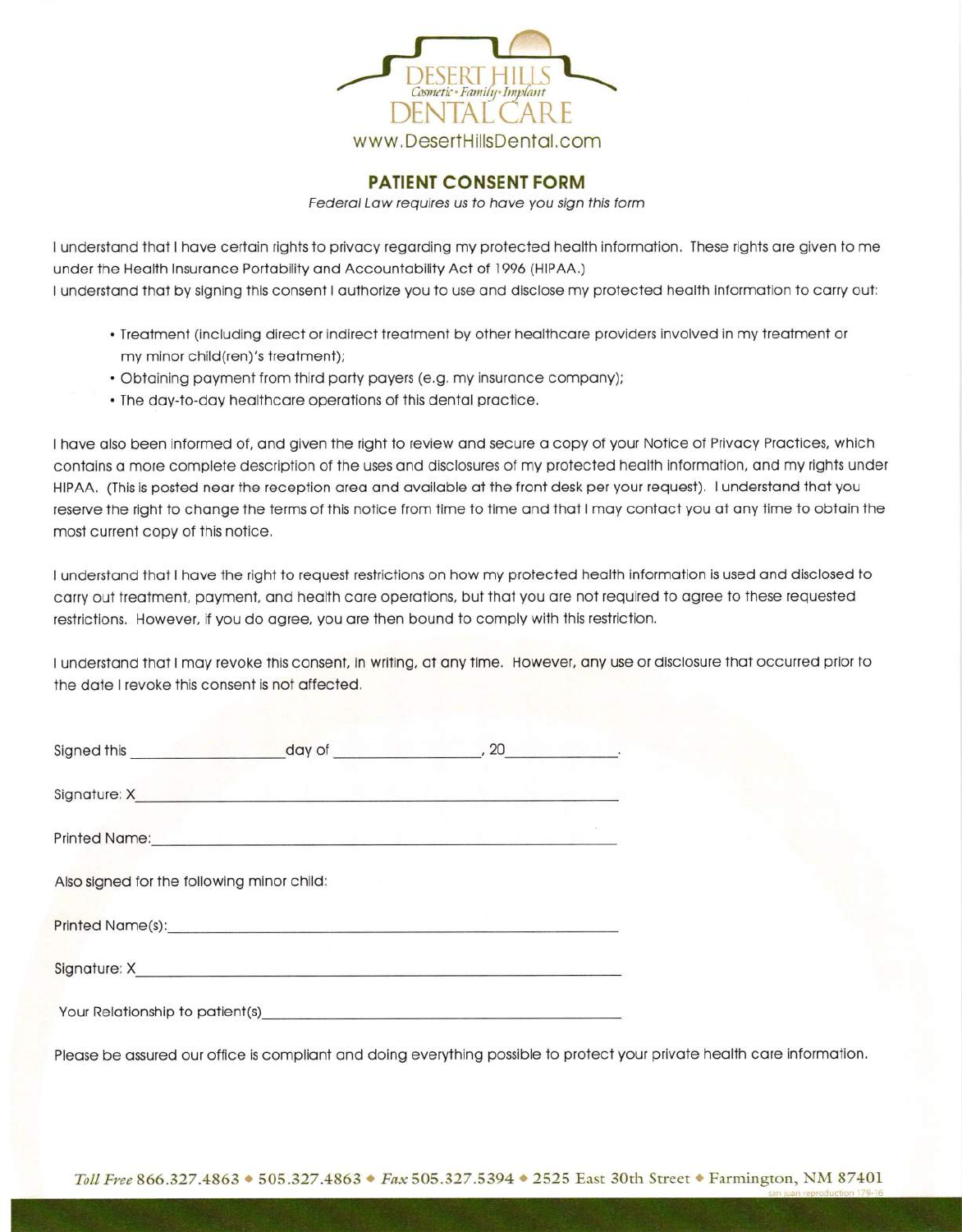DESERT HILLS
*Cosmetic • Family • Implant*
DENTAL CARE
www.DesertHillsDental.com

## PATIENT CONSENT FORM

*Federal Law requires us to have you sign this form*

I understand that I have certain rights to privacy regarding my protected health information. These rights are given to me under the Health Insurance Portability and Accountability Act of 1996 (HIPAA.)
I understand that by signing this consent I authorize you to use and disclose my protected health information to carry out:

- Treatment (including direct or indirect treatment by other healthcare providers involved in my treatment or my minor child(ren)'s treatment);
- Obtaining payment from third party payers (e.g. my insurance company);
- The day-to-day healthcare operations of this dental practice.

I have also been informed of, and given the right to review and secure a copy of your Notice of Privacy Practices, which contains a more complete description of the uses and disclosures of my protected health information, and my rights under HIPAA. (This is posted near the reception area and available at the front desk per your request). I understand that you reserve the right to change the terms of this notice from time to time and that I may contact you at any time to obtain the most current copy of this notice.

I understand that I have the right to request restrictions on how my protected health information is used and disclosed to carry out treatment, payment, and health care operations, but that you are not required to agree to these requested restrictions. However, if you do agree, you are then bound to comply with this restriction.

I understand that I may revoke this consent, in writing, at any time. However, any use or disclosure that occurred prior to the date I revoke this consent is not affected.

Signed this ________________ day of ________________, 20____________.

Signature: X______________________________________________

Printed Name:______________________________________________

Also signed for the following minor child:

Printed Name(s):______________________________________________

Signature: X______________________________________________

Your Relationship to patient(s)______________________________________________

Please be assured our office is compliant and doing everything possible to protect your private health care information.

*Toll Free* 866.327.4863 • 505.327.4863 • *Fax* 505.327.5394 • 2525 East 30th Street • Farmington, NM 87401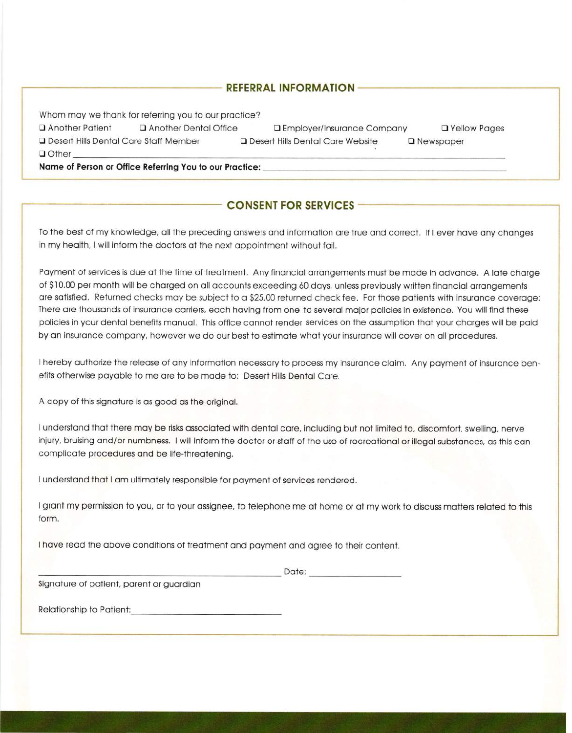## REFERRAL INFORMATION

Whom may we thank for referring you to our practice?

❑ Another Patient ❑ Another Dental Office ❑ Employer/Insurance Company ❑ Yellow Pages

❑ Desert Hills Dental Care Staff Member ❑ Desert Hills Dental Care Website ❑ Newspaper

❑ Other \_\_\_\_\_\_\_\_\_\_\_\_\_\_\_\_\_\_\_\_\_\_\_\_\_\_\_\_\_\_\_\_\_\_\_\_\_\_\_\_

**Name of Person or Office Referring You to our Practice:** \_\_\_\_\_\_\_\_\_\_\_\_\_\_\_\_\_\_\_\_\_\_\_\_\_\_\_\_\_\_

## CONSENT FOR SERVICES

To the best of my knowledge, all the preceding answers and information are true and correct. If I ever have any changes in my health, I will inform the doctors at the next appointment without fail.

Payment of services is due at the time of treatment. Any financial arrangements must be made in advance. A late charge of $10.00 per month will be charged on all accounts exceeding 60 days, unless previously written financial arrangements are satisfied. Returned checks may be subject to a $25.00 returned check fee. For those patients with insurance coverage: There are thousands of insurance carriers, each having from one to several major policies in existence. You will find these policies in your dental benefits manual. This office cannot render services on the assumption that your charges will be paid by an insurance company, however we do our best to estimate what your insurance will cover on all procedures.

I hereby authorize the release of any information necessary to process my insurance claim. Any payment of insurance benefits otherwise payable to me are to be made to: Desert Hills Dental Care.

A copy of this signature is as good as the original.

I understand that there may be risks associated with dental care, including but not limited to, discomfort, swelling, nerve injury, bruising and/or numbness. I will inform the doctor or staff of the use of recreational or illegal substances, as this can complicate procedures and be life-threatening.

I understand that I am ultimately responsible for payment of services rendered.

I grant my permission to you, or to your assignee, to telephone me at home or at my work to discuss matters related to this form.

I have read the above conditions of treatment and payment and agree to their content.

\_\_\_\_\_\_\_\_\_\_\_\_\_\_\_\_\_\_\_\_\_\_\_\_\_\_\_\_\_\_\_\_\_\_\_\_\_\_\_\_ Date: \_\_\_\_\_\_\_\_\_\_\_\_\_\_\_\_

Signature of patient, parent or guardian

Relationship to Patient: \_\_\_\_\_\_\_\_\_\_\_\_\_\_\_\_\_\_\_\_\_\_\_\_\_\_